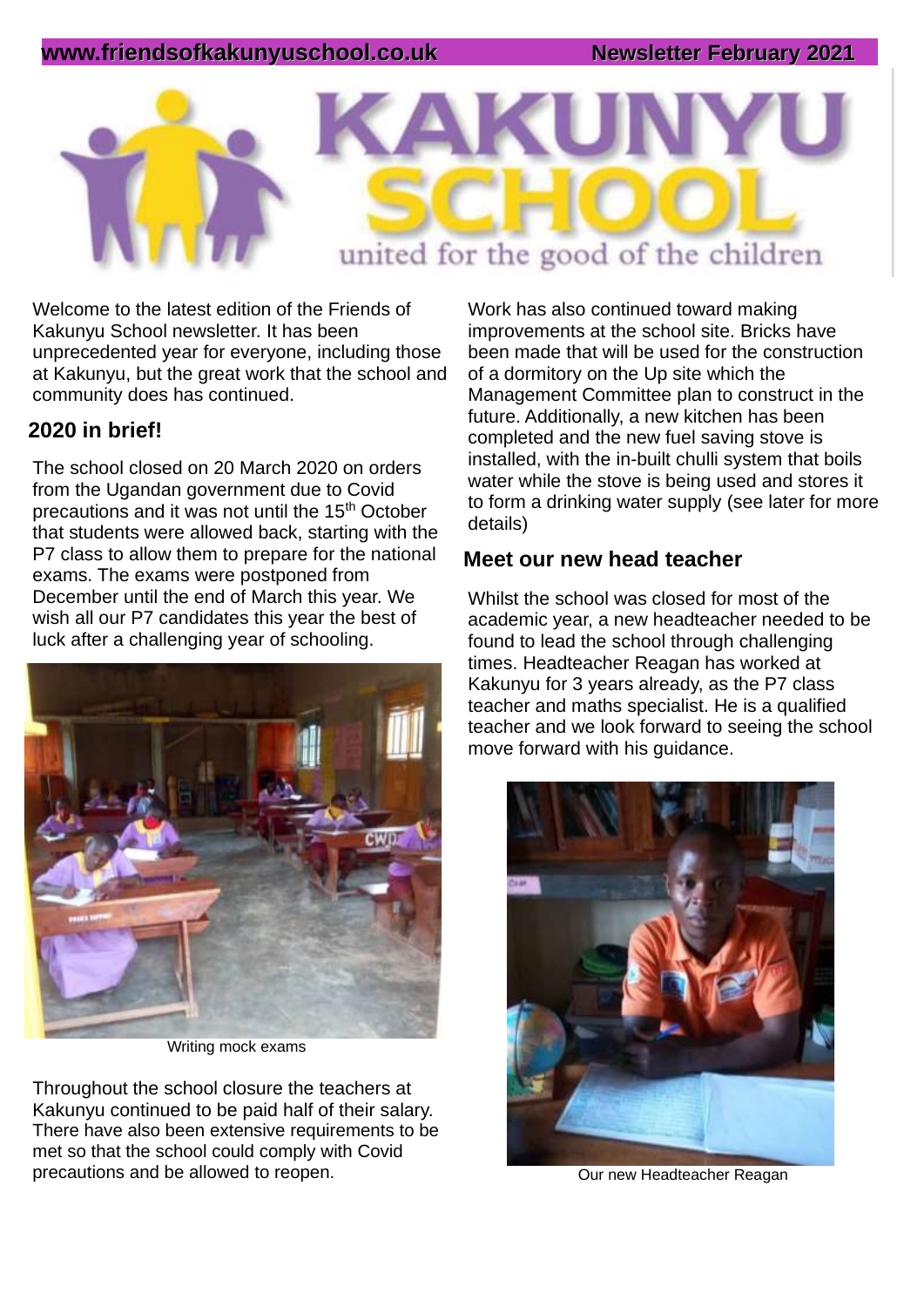www.friendsofkakunyuschool.co.uk Newsletter February 2021

# KAKUNYU SCHOOL

united for the good of the children

Welcome to the latest edition of the Friends of Kakunyu School newsletter. It has been unprecedented year for everyone, including those at Kakunyu, but the great work that the school and community does has continued.

## 2020 in brief!

The school closed on 20 March 2020 on orders from the Ugandan government due to Covid precautions and it was not until the 15th October that students were allowed back, starting with the P7 class to allow them to prepare for the national exams. The exams were postponed from December until the end of March this year. We wish all our P7 candidates this year the best of luck after a challenging year of schooling.

Writing mock exams

Throughout the school closure the teachers at Kakunyu continued to be paid half of their salary. There have also been extensive requirements to be met so that the school could comply with Covid precautions and be allowed to reopen.

Work has also continued toward making improvements at the school site. Bricks have been made that will be used for the construction of a dormitory on the Up site which the Management Committee plan to construct in the future. Additionally, a new kitchen has been completed and the new fuel saving stove is installed, with the in-built chulli system that boils water while the stove is being used and stores it to form a drinking water supply (see later for more details)

## Meet our new head teacher

Whilst the school was closed for most of the academic year, a new headteacher needed to be found to lead the school through challenging times. Headteacher Reagan has worked at Kakunyu for 3 years already, as the P7 class teacher and maths specialist. He is a qualified teacher and we look forward to seeing the school move forward with his guidance.

Our new Headteacher Reagan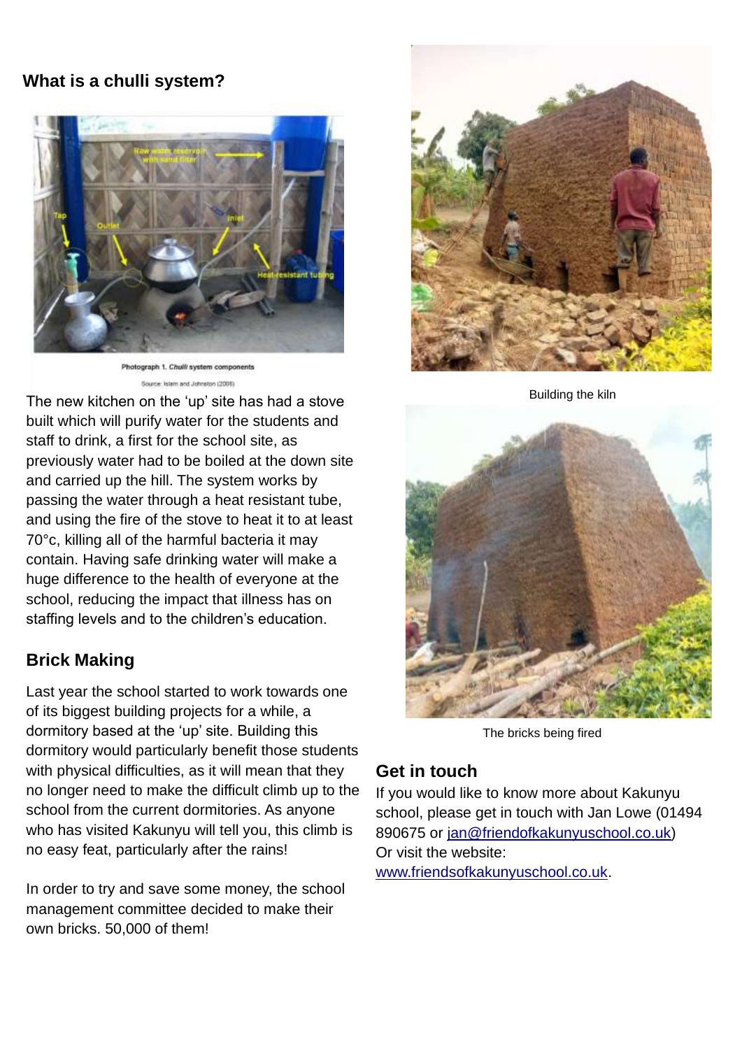## What is a chulli system?

Photograph 1. *Chulli* system components

Source: Islam and Johnston (2006)

The new kitchen on the 'up' site has had a stove built which will purify water for the students and staff to drink, a first for the school site, as previously water had to be boiled at the down site and carried up the hill. The system works by passing the water through a heat resistant tube, and using the fire of the stove to heat it to at least 70°c, killing all of the harmful bacteria it may contain. Having safe drinking water will make a huge difference to the health of everyone at the school, reducing the impact that illness has on staffing levels and to the children's education.

## Brick Making

Last year the school started to work towards one of its biggest building projects for a while, a dormitory based at the 'up' site. Building this dormitory would particularly benefit those students with physical difficulties, as it will mean that they no longer need to make the difficult climb up to the school from the current dormitories. As anyone who has visited Kakunyu will tell you, this climb is no easy feat, particularly after the rains!

In order to try and save some money, the school management committee decided to make their own bricks. 50,000 of them!

Building the kiln

The bricks being fired

## Get in touch

If you would like to know more about Kakunyu school, please get in touch with Jan Lowe (01494 890675 or jan@friendofkakunyuschool.co.uk) Or visit the website: www.friendsofkakunyuschool.co.uk.